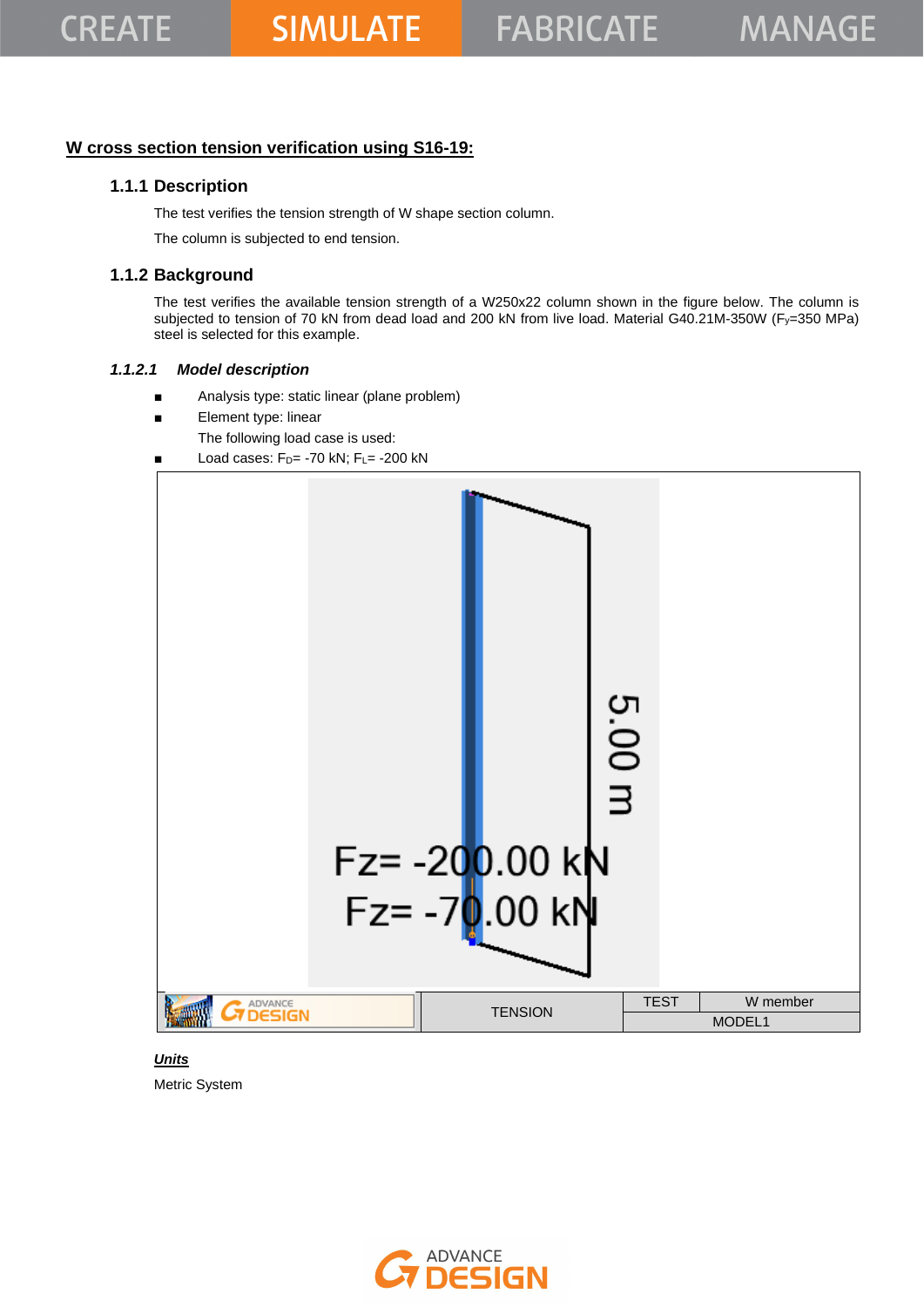## W cross section tension verification using S16-19:

### 1.1.1 Description

The test verifies the tension strength of W shape section column.

The column is subjected to end tension.

### 1.1.2 Background

The test verifies the available tension strength of a W250x22 column shown in the figure below. The column is subjected to tension of 70 kN from dead load and 200 kN from live load. Material G40.21M-350W ($F_y$=350 MPa) steel is selected for this example.

#### *1.1.2.1 Model description*

- Analysis type: static linear (plane problem)
- Element type: linear

  The following load case is used:
- Load cases: $F_D$= -70 kN; $F_L$= -200 kN

| ADVANCE DESIGN | TENSION | TEST | W member |
|---|---|---|---|
| | | MODEL1 | |

***Units***

Metric System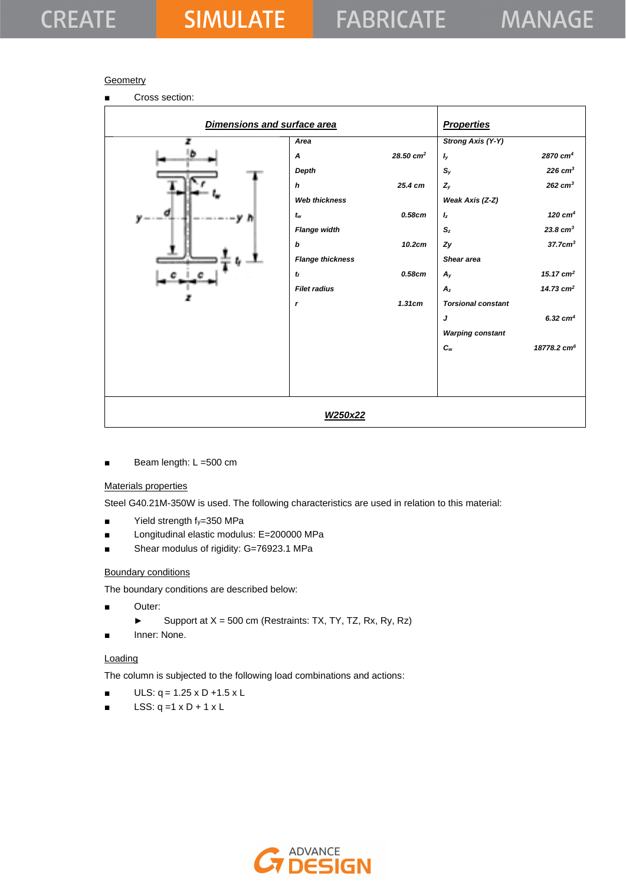Geometry

- Cross section:

| Dimensions and surface area | | Properties | |
|---|---|---|---|
| **Area** | | **Strong Axis (Y-Y)** | |
| $A$ | 28.50 $cm^2$ | $I_y$ | 2870 $cm^4$ |
| **Depth** | | $S_y$ | 226 $cm^3$ |
| $h$ | 25.4 cm | $Z_y$ | 262 $cm^3$ |
| **Web thickness** | | **Weak Axis (Z-Z)** | |
| $t_w$ | 0.58cm | $I_z$ | 120 $cm^4$ |
| **Flange width** | | $S_z$ | 23.8 $cm^3$ |
| $b$ | 10.2cm | $Zy$ | 37.7$cm^3$ |
| **Flange thickness** | | **Shear area** | |
| $t_f$ | 0.58cm | $A_y$ | 15.17 $cm^2$ |
| **Filet radius** | | $A_z$ | 14.73 $cm^2$ |
| $r$ | 1.31cm | **Torsional constant** | |
| | | $J$ | 6.32 $cm^4$ |
| | | **Warping constant** | |
| | | $C_w$ | 18778.2 $cm^6$ |

**W250x22**

- Beam length: L =500 cm

Materials properties

Steel G40.21M-350W is used. The following characteristics are used in relation to this material:

- Yield strength $f_y$=350 MPa
- Longitudinal elastic modulus: E=200000 MPa
- Shear modulus of rigidity: G=76923.1 MPa

Boundary conditions

The boundary conditions are described below:

- Outer:
  - Support at X = 500 cm (Restraints: TX, TY, TZ, Rx, Ry, Rz)
- Inner: None.

Loading

The column is subjected to the following load combinations and actions:

- ULS: q = 1.25 x D +1.5 x L
- LSS: q =1 x D + 1 x L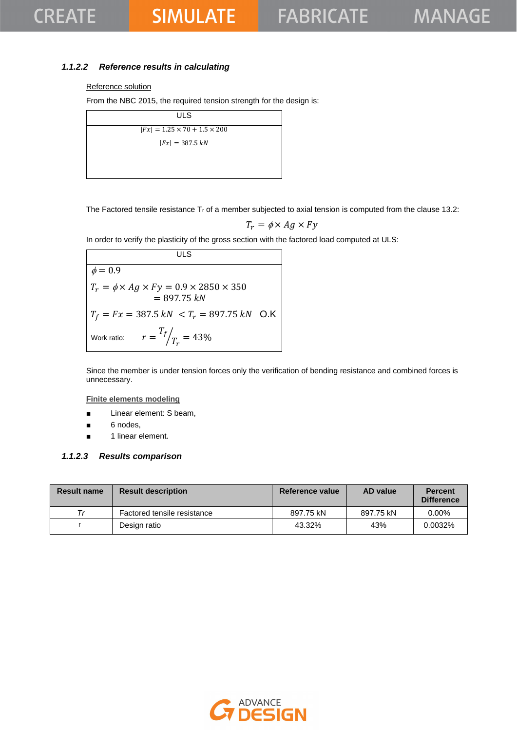### 1.1.2.2 *Reference results in calculating*

Reference solution

From the NBC 2015, the required tension strength for the design is:

| ULS |
| --- |
| $\|Fx\| = 1.25 \times 70 + 1.5 \times 200$ <br> $\|Fx\| = 387.5\ kN$ |

The Factored tensile resistance $T_r$ of a member subjected to axial tension is computed from the clause 13.2:

$$T_r = \phi \times Ag \times Fy$$

In order to verify the plasticity of the gross section with the factored load computed at ULS:

| ULS |
| --- |
| $\phi = 0.9$ <br> $T_r = \phi \times Ag \times Fy = 0.9 \times 2850 \times 350 = 897.75\ kN$ <br> $T_f = Fx = 387.5\ kN < T_r = 897.75\ kN$ O.K <br> Work ratio: $r = T_f / T_r = 43\%$ |

Since the member is under tension forces only the verification of bending resistance and combined forces is unnecessary.

Finite elements modeling

- Linear element: S beam,
- 6 nodes,
- 1 linear element.

### 1.1.2.3 *Results comparison*

| Result name | Result description | Reference value | AD value | Percent Difference |
| --- | --- | --- | --- | --- |
| *Tr* | Factored tensile resistance | 897.75 kN | 897.75 kN | 0.00% |
| r | Design ratio | 43.32% | 43% | 0.0032% |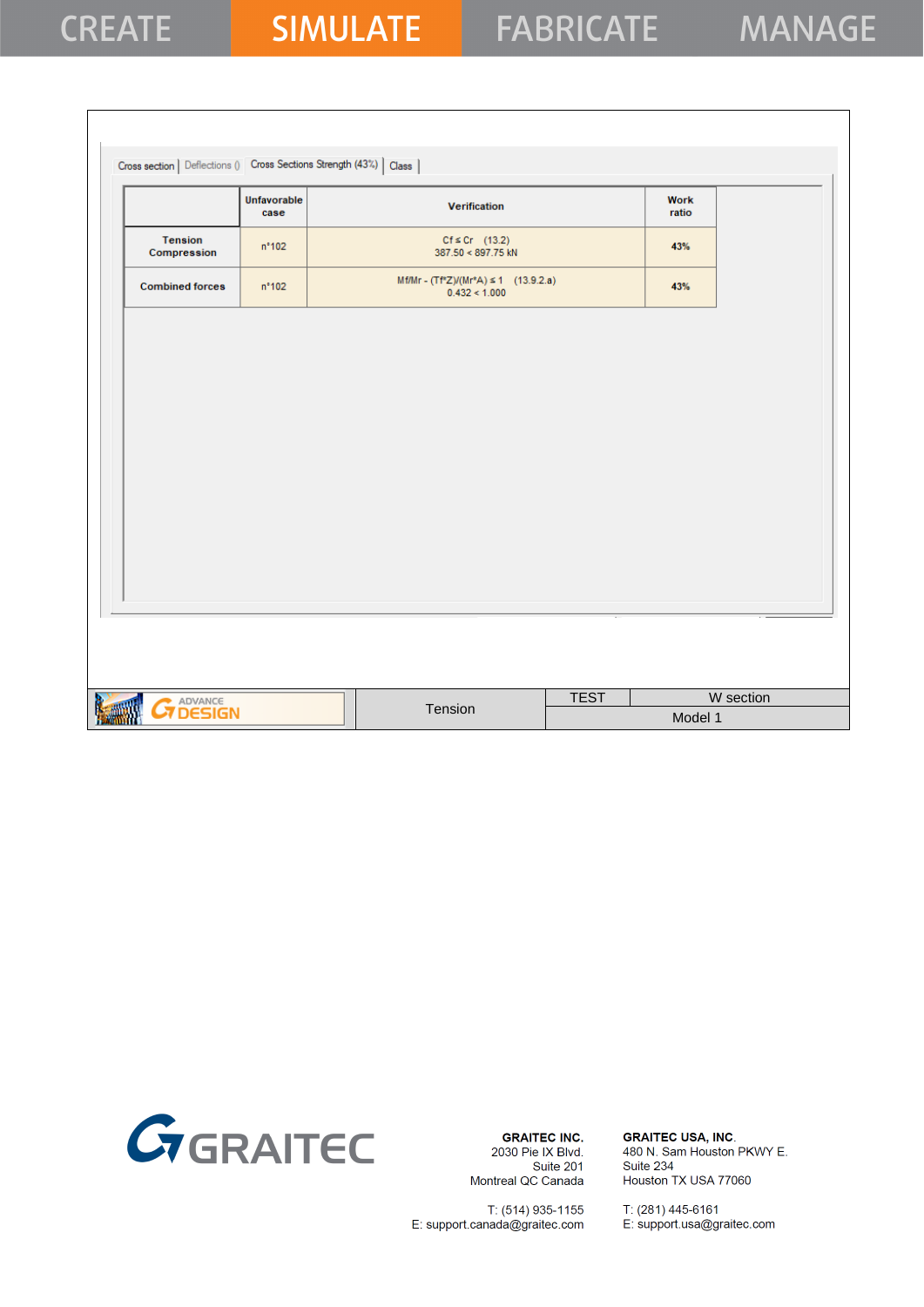Cross section | Deflections () | Cross Sections Strength (43%) | Class

| | Unfavorable case | Verification | Work ratio |
|---|---|---|---|
| Tension Compression | n°102 | Cf ≤ Cr (13.2) 387.50 < 897.75 kN | 43% |
| Combined forces | n°102 | Mf/Mr - (Tf*Z)/(Mr*A) ≤ 1 (13.9.2.a) 0.432 < 1.000 | 43% |

| ADVANCE DESIGN | Tension | TEST | W section |
|---|---|---|---|
| | | Model 1 | |

**GRAITEC INC.**
2030 Pie IX Blvd.
Suite 201
Montreal QC Canada

T: (514) 935-1155
E: support.canada@graitec.com

**GRAITEC USA, INC.**
480 N. Sam Houston PKWY E.
Suite 234
Houston TX USA 77060

T: (281) 445-6161
E: support.usa@graitec.com